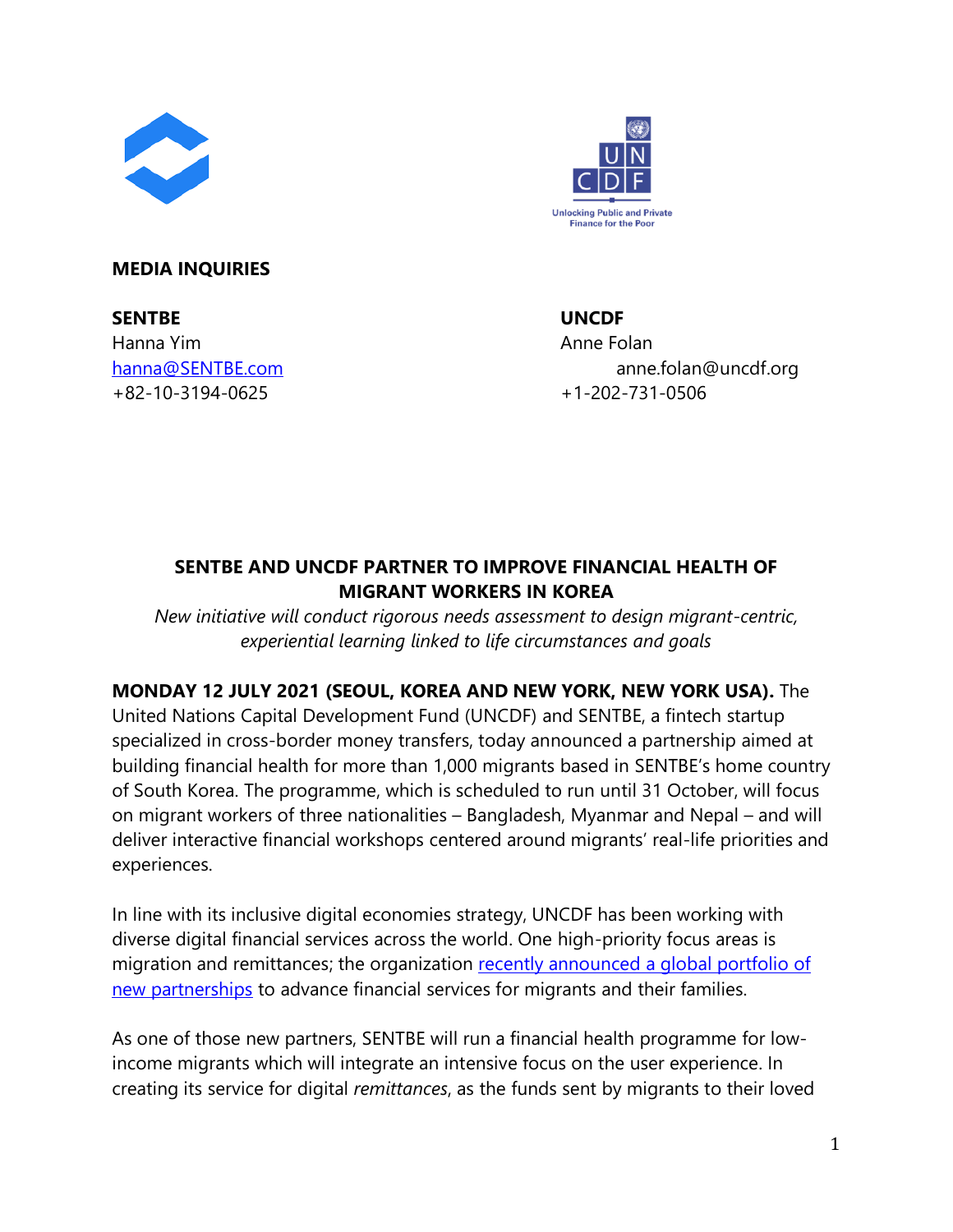**MEDIA INQUIRIES**

**SENTBE**
Hanna Yim
[hanna@SENTBE.com](mailto:hanna@SENTBE.com)
+82-10-3194-0625

**UNCDF**
Anne Folan
anne.folan@uncdf.org
+1-202-731-0506

**SENTBE AND UNCDF PARTNER TO IMPROVE FINANCIAL HEALTH OF MIGRANT WORKERS IN KOREA**

*New initiative will conduct rigorous needs assessment to design migrant-centric, experiential learning linked to life circumstances and goals*

**MONDAY 12 JULY 2021 (SEOUL, KOREA AND NEW YORK, NEW YORK USA).** The United Nations Capital Development Fund (UNCDF) and SENTBE, a fintech startup specialized in cross-border money transfers, today announced a partnership aimed at building financial health for more than 1,000 migrants based in SENTBE's home country of South Korea. The programme, which is scheduled to run until 31 October, will focus on migrant workers of three nationalities – Bangladesh, Myanmar and Nepal – and will deliver interactive financial workshops centered around migrants' real-life priorities and experiences.

In line with its inclusive digital economies strategy, UNCDF has been working with diverse digital financial services across the world. One high-priority focus areas is migration and remittances; the organization [recently announced a global portfolio of new partnerships](recently announced a global portfolio of new partnerships) to advance financial services for migrants and their families.

As one of those new partners, SENTBE will run a financial health programme for low-income migrants which will integrate an intensive focus on the user experience. In creating its service for digital *remittances*, as the funds sent by migrants to their loved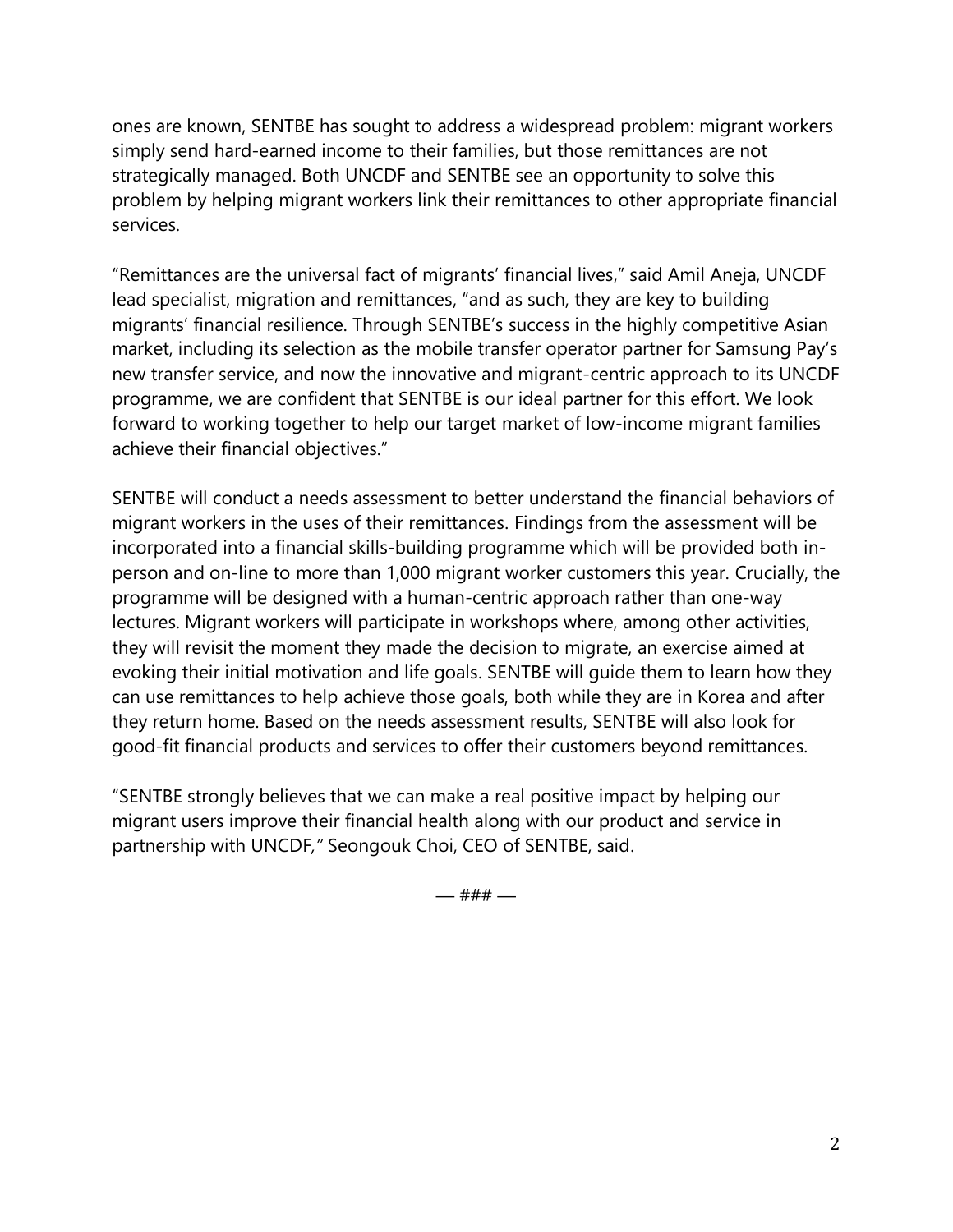ones are known, SENTBE has sought to address a widespread problem: migrant workers simply send hard-earned income to their families, but those remittances are not strategically managed. Both UNCDF and SENTBE see an opportunity to solve this problem by helping migrant workers link their remittances to other appropriate financial services.

"Remittances are the universal fact of migrants' financial lives," said Amil Aneja, UNCDF lead specialist, migration and remittances, "and as such, they are key to building migrants' financial resilience. Through SENTBE's success in the highly competitive Asian market, including its selection as the mobile transfer operator partner for Samsung Pay's new transfer service, and now the innovative and migrant-centric approach to its UNCDF programme, we are confident that SENTBE is our ideal partner for this effort. We look forward to working together to help our target market of low-income migrant families achieve their financial objectives."

SENTBE will conduct a needs assessment to better understand the financial behaviors of migrant workers in the uses of their remittances. Findings from the assessment will be incorporated into a financial skills-building programme which will be provided both in-person and on-line to more than 1,000 migrant worker customers this year. Crucially, the programme will be designed with a human-centric approach rather than one-way lectures. Migrant workers will participate in workshops where, among other activities, they will revisit the moment they made the decision to migrate, an exercise aimed at evoking their initial motivation and life goals. SENTBE will guide them to learn how they can use remittances to help achieve those goals, both while they are in Korea and after they return home. Based on the needs assessment results, SENTBE will also look for good-fit financial products and services to offer their customers beyond remittances.

"SENTBE strongly believes that we can make a real positive impact by helping our migrant users improve their financial health along with our product and service in partnership with UNCDF," Seongouk Choi, CEO of SENTBE, said.

— ### —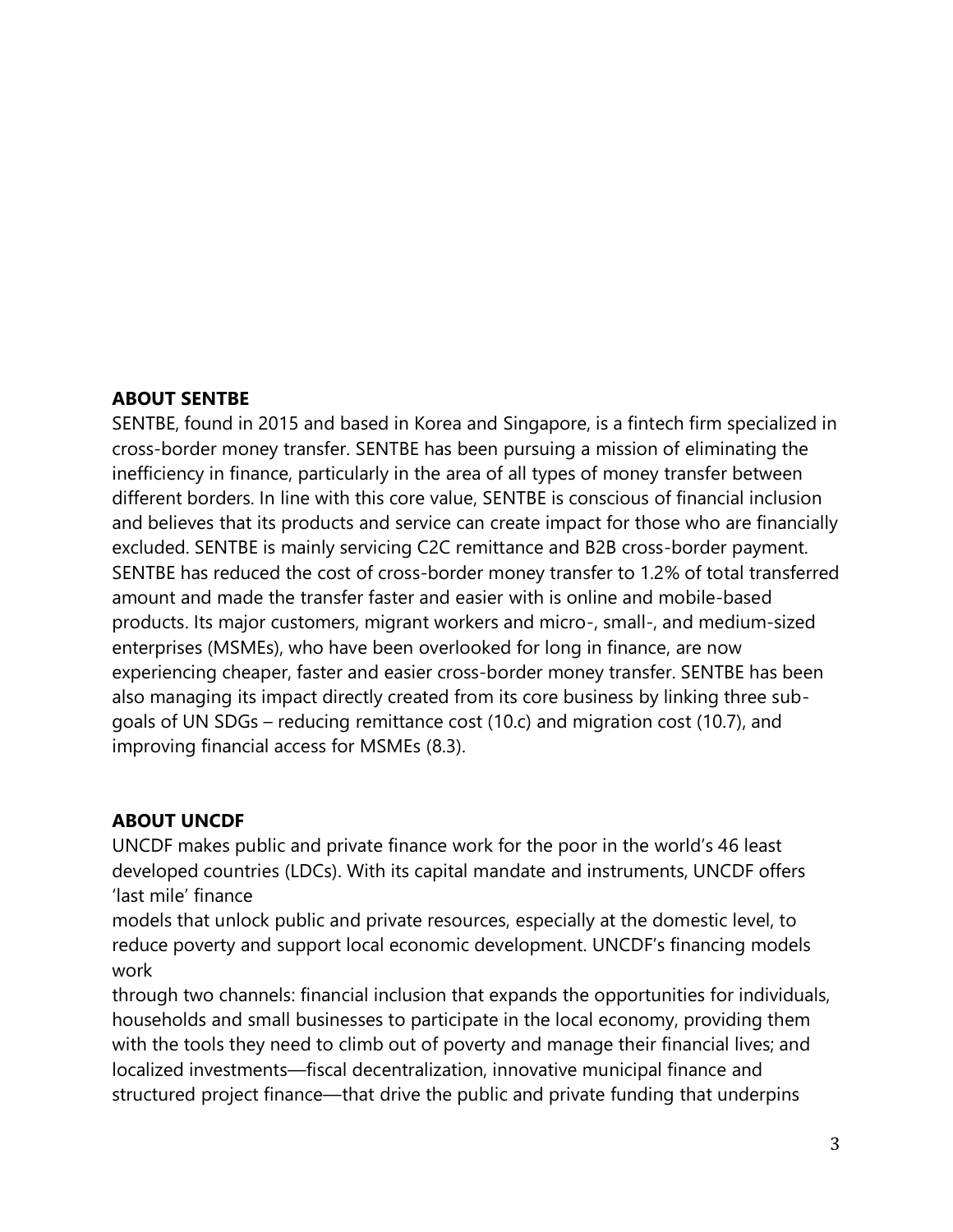## ABOUT SENTBE

SENTBE, found in 2015 and based in Korea and Singapore, is a fintech firm specialized in cross-border money transfer. SENTBE has been pursuing a mission of eliminating the inefficiency in finance, particularly in the area of all types of money transfer between different borders. In line with this core value, SENTBE is conscious of financial inclusion and believes that its products and service can create impact for those who are financially excluded. SENTBE is mainly servicing C2C remittance and B2B cross-border payment. SENTBE has reduced the cost of cross-border money transfer to 1.2% of total transferred amount and made the transfer faster and easier with is online and mobile-based products. Its major customers, migrant workers and micro-, small-, and medium-sized enterprises (MSMEs), who have been overlooked for long in finance, are now experiencing cheaper, faster and easier cross-border money transfer. SENTBE has been also managing its impact directly created from its core business by linking three sub-goals of UN SDGs – reducing remittance cost (10.c) and migration cost (10.7), and improving financial access for MSMEs (8.3).

## ABOUT UNCDF

UNCDF makes public and private finance work for the poor in the world's 46 least developed countries (LDCs). With its capital mandate and instruments, UNCDF offers 'last mile' finance models that unlock public and private resources, especially at the domestic level, to reduce poverty and support local economic development. UNCDF's financing models work through two channels: financial inclusion that expands the opportunities for individuals, households and small businesses to participate in the local economy, providing them with the tools they need to climb out of poverty and manage their financial lives; and localized investments—fiscal decentralization, innovative municipal finance and structured project finance—that drive the public and private funding that underpins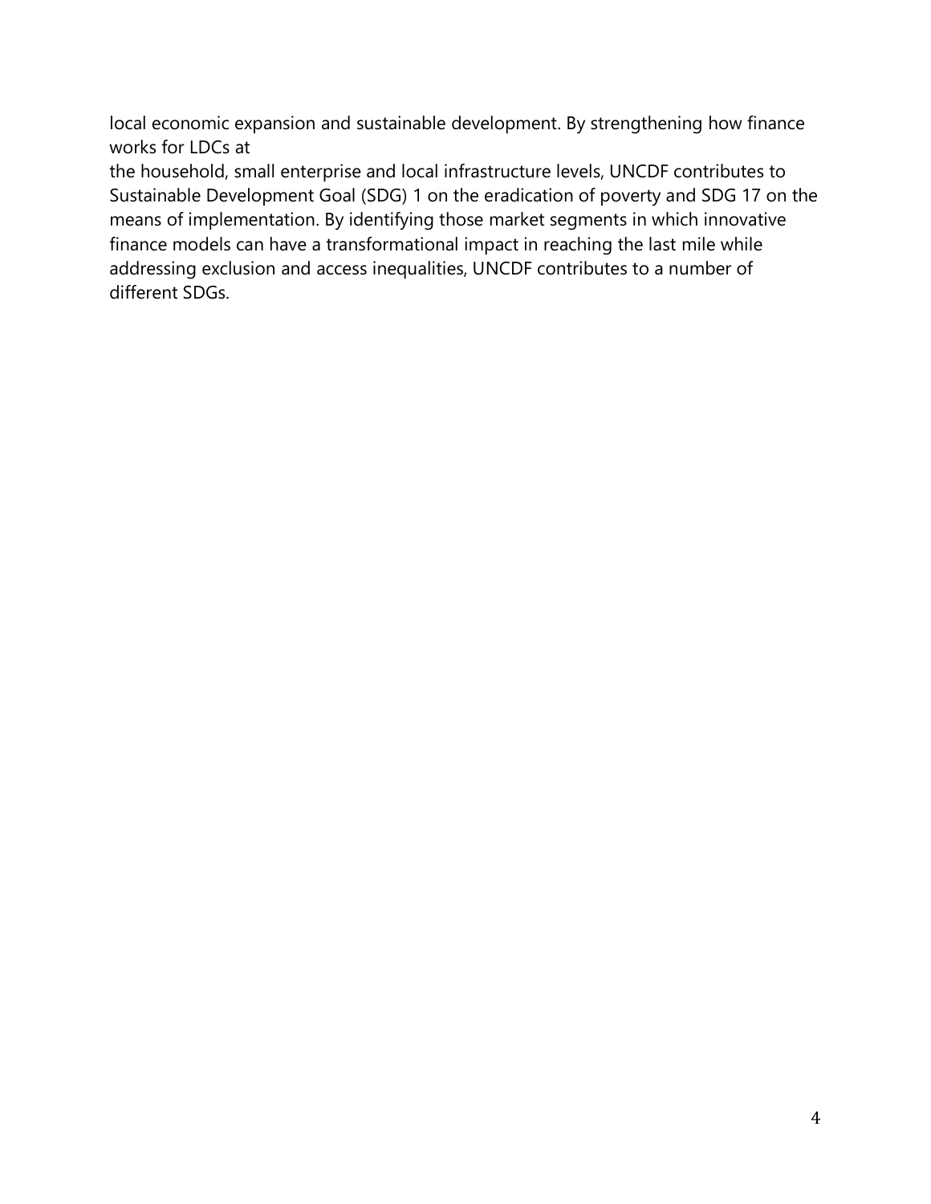local economic expansion and sustainable development. By strengthening how finance works for LDCs at the household, small enterprise and local infrastructure levels, UNCDF contributes to Sustainable Development Goal (SDG) 1 on the eradication of poverty and SDG 17 on the means of implementation. By identifying those market segments in which innovative finance models can have a transformational impact in reaching the last mile while addressing exclusion and access inequalities, UNCDF contributes to a number of different SDGs.